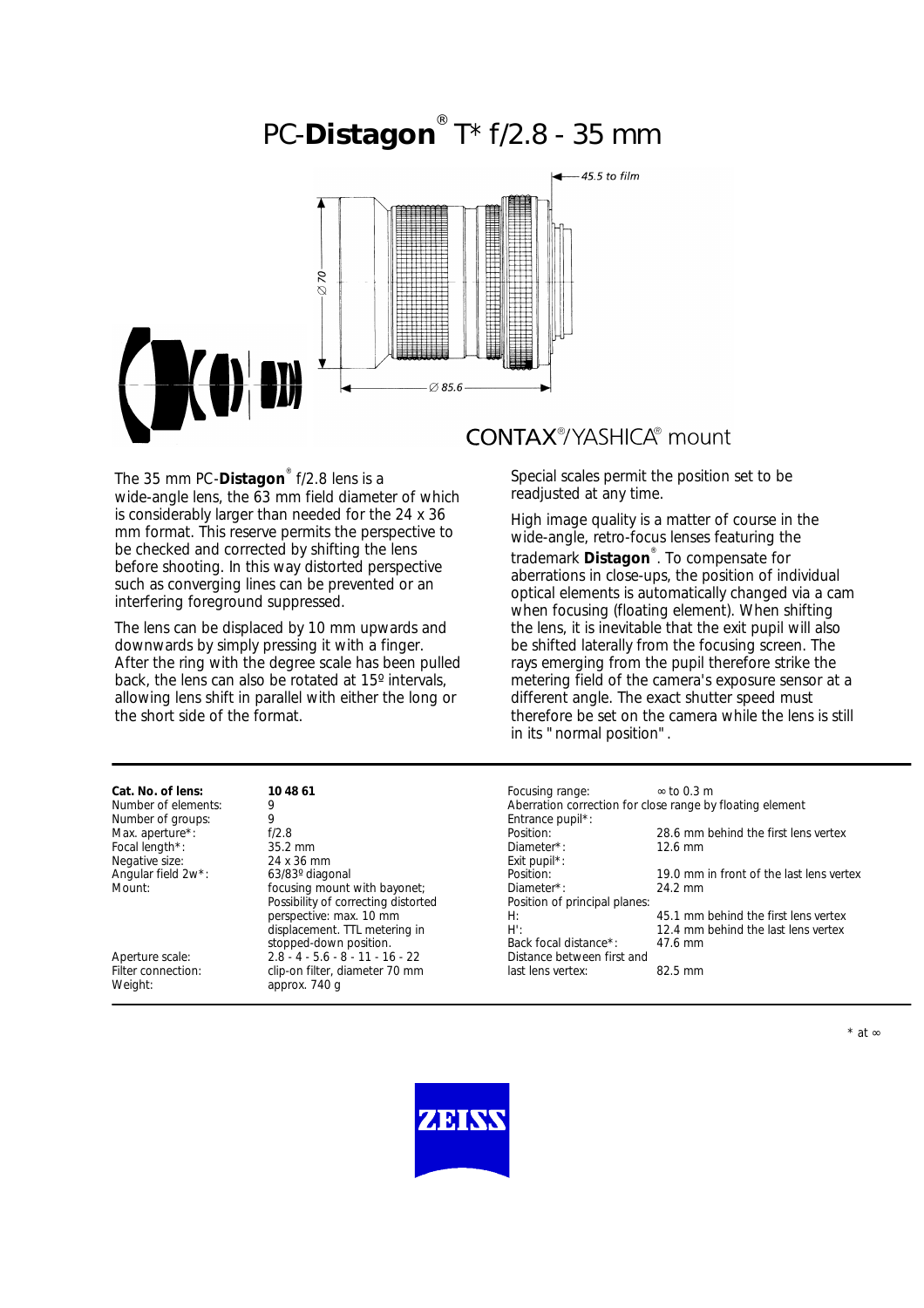# PC-**Distagon**® T* f/2.8 - 35 mm

45.5 to film

∅ 70

∅ 85.6

CONTAX®/YASHICA® mount

The 35 mm PC-**Distagon**® f/2.8 lens is a wide-angle lens, the 63 mm field diameter of which is considerably larger than needed for the 24 x 36 mm format. This reserve permits the perspective to be checked and corrected by shifting the lens before shooting. In this way distorted perspective such as converging lines can be prevented or an interfering foreground suppressed.

The lens can be displaced by 10 mm upwards and downwards by simply pressing it with a finger. After the ring with the degree scale has been pulled back, the lens can also be rotated at 15º intervals, allowing lens shift in parallel with either the long or the short side of the format.

Special scales permit the position set to be readjusted at any time.

High image quality is a matter of course in the wide-angle, retro-focus lenses featuring the trademark **Distagon**®. To compensate for aberrations in close-ups, the position of individual optical elements is automatically changed via a cam when focusing (floating element). When shifting the lens, it is inevitable that the exit pupil will also be shifted laterally from the focusing screen. The rays emerging from the pupil therefore strike the metering field of the camera's exposure sensor at a different angle. The exact shutter speed must therefore be set on the camera while the lens is still in its "normal position".

| | |
|---|---|
| **Cat. No. of lens:** | **10 48 61** |
| Number of elements: | 9 |
| Number of groups: | 9 |
| Max. aperture*: | f/2.8 |
| Focal length*: | 35.2 mm |
| Negative size: | 24 x 36 mm |
| Angular field 2w*: | 63/83º diagonal |
| Mount: | focusing mount with bayonet; Possibility of correcting distorted perspective: max. 10 mm displacement. TTL metering in stopped-down position. |
| Aperture scale: | 2.8 - 4 - 5.6 - 8 - 11 - 16 - 22 |
| Filter connection: | clip-on filter, diameter 70 mm |
| Weight: | approx. 740 g |

| | |
|---|---|
| Focusing range: | ∞ to 0.3 m |
| Aberration correction for close range by floating element | |
| Entrance pupil*: | |
| Position: | 28.6 mm behind the first lens vertex |
| Diameter*: | 12.6 mm |
| Exit pupil*: | |
| Position: | 19.0 mm in front of the last lens vertex |
| Diameter*: | 24.2 mm |
| Position of principal planes: | |
| H: | 45.1 mm behind the first lens vertex |
| H': | 12.4 mm behind the last lens vertex |
| Back focal distance*: | 47.6 mm |
| Distance between first and last lens vertex: | 82.5 mm |

\* at ∞

ZEISS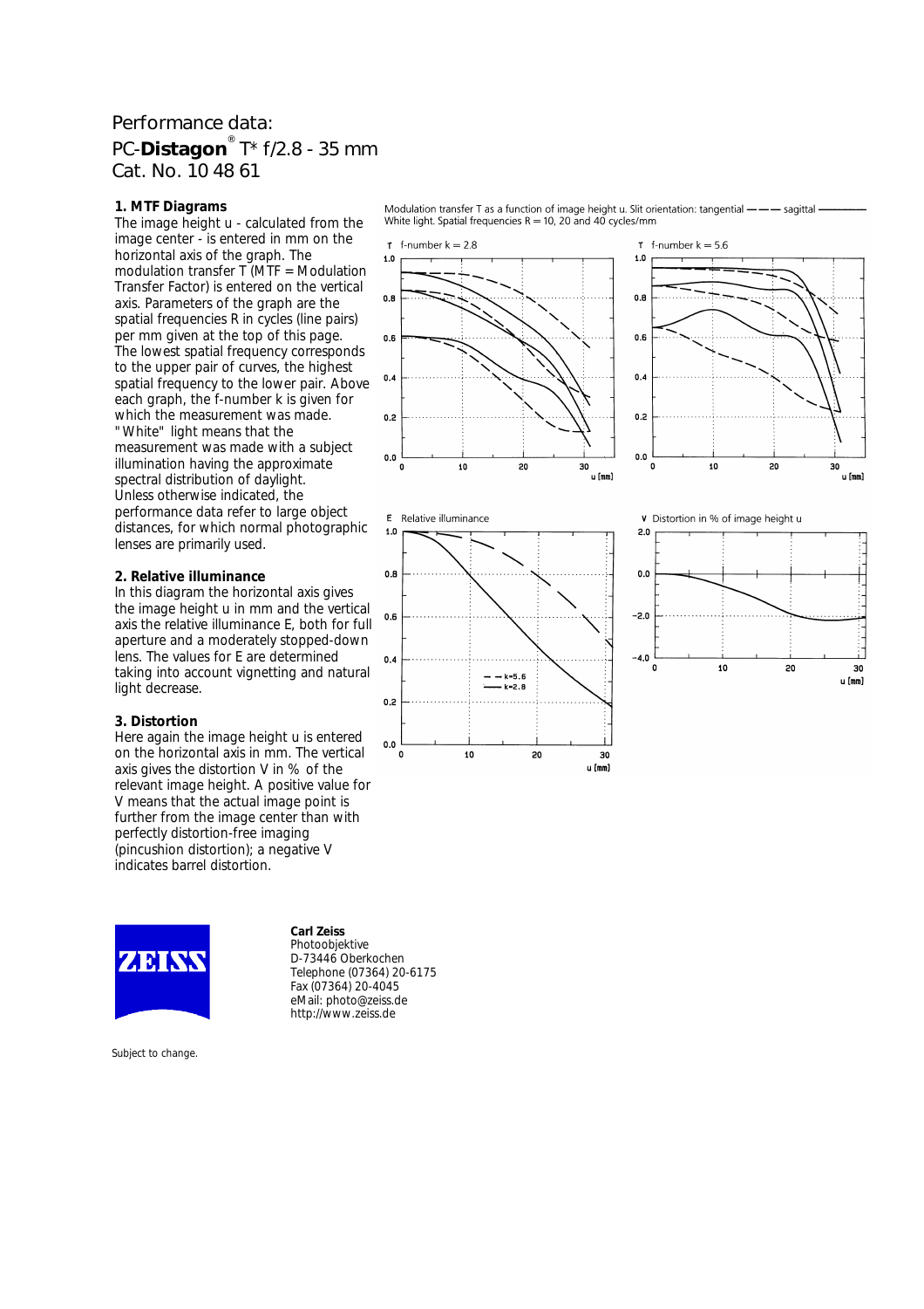# Performance data:
# PC-**Distagon**® T* f/2.8 - 35 mm
# Cat. No. 10 48 61

**1. MTF Diagrams**

The image height u - calculated from the image center - is entered in mm on the horizontal axis of the graph. The modulation transfer T (MTF = Modulation Transfer Factor) is entered on the vertical axis. Parameters of the graph are the spatial frequencies R in cycles (line pairs) per mm given at the top of this page. The lowest spatial frequency corresponds to the upper pair of curves, the highest spatial frequency to the lower pair. Above each graph, the f-number k is given for which the measurement was made. "White" light means that the measurement was made with a subject illumination having the approximate spectral distribution of daylight. Unless otherwise indicated, the performance data refer to large object distances, for which normal photographic lenses are primarily used.

**2. Relative illuminance**

In this diagram the horizontal axis gives the image height u in mm and the vertical axis the relative illuminance E, both for full aperture and a moderately stopped-down lens. The values for E are determined taking into account vignetting and natural light decrease.

**3. Distortion**

Here again the image height u is entered on the horizontal axis in mm. The vertical axis gives the distortion V in % of the relevant image height. A positive value for V means that the actual image point is further from the image center than with perfectly distortion-free imaging (pincushion distortion); a negative V indicates barrel distortion.

Modulation transfer T as a function of image height u. Slit orientation: tangential – – – sagittal ——
White light. Spatial frequencies R = 10, 20 and 40 cycles/mm

T f-number k = 2.8

1.0
0.8
0.6
0.4
0.2
0.0
0
10
20
30
u [mm]

T f-number k = 5.6

1.0
0.8
0.6
0.4
0.2
0.0
0
10
20
30
u [mm]

E Relative illuminance

1.0
0.8
0.6
0.4
0.2
0.0
0
10
20
30
u [mm]
– – k=5.6
—— k=2.8

V Distortion in % of image height u

2.0
0.0
-2.0
-4.0
0
10
20
30
u [mm]

**Carl Zeiss**
Photoobjektive
D-73446 Oberkochen
Telephone (07364) 20-6175
Fax (07364) 20-4045
eMail: photo@zeiss.de
http://www.zeiss.de

Subject to change.